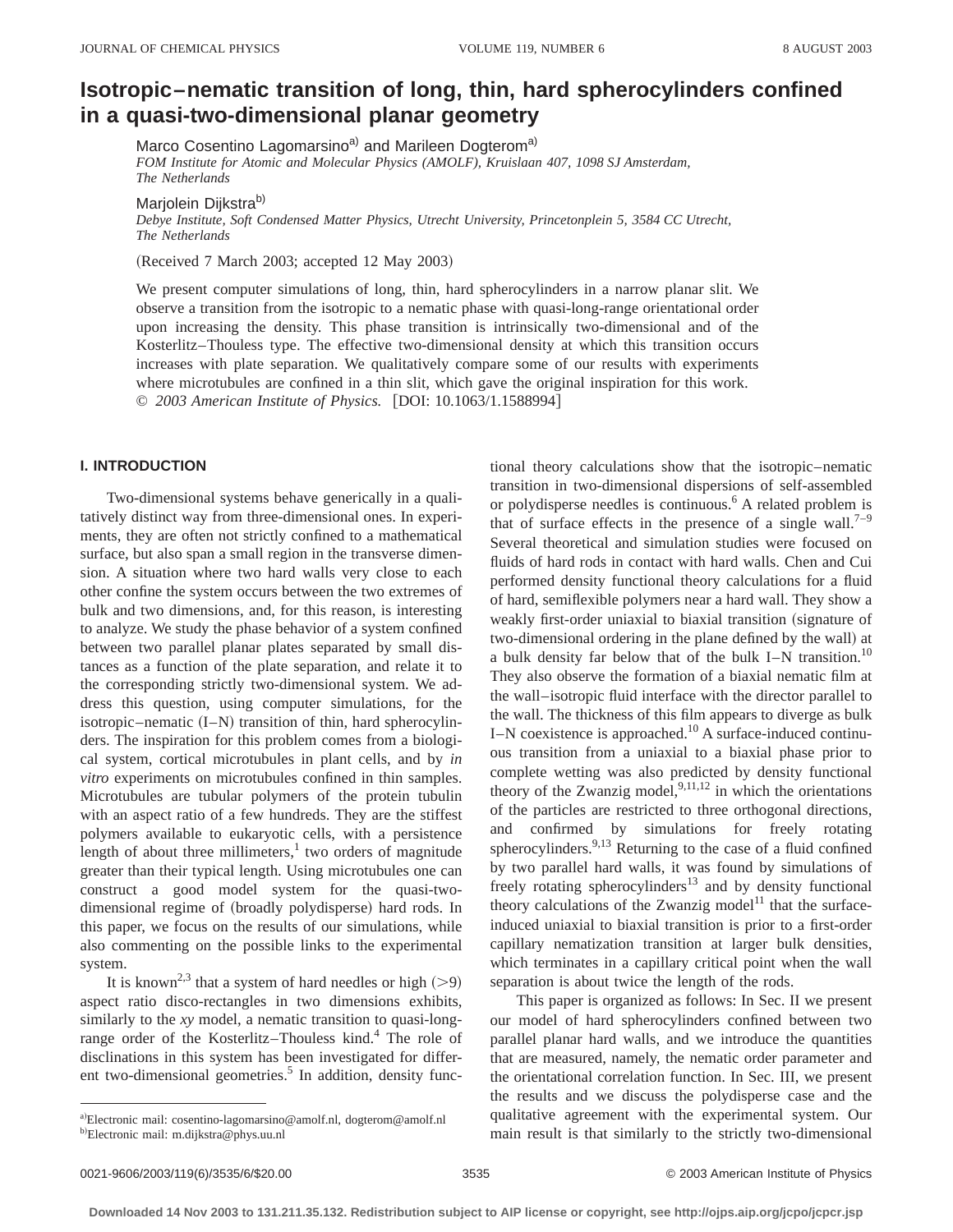# Isotropic–nematic transition of long, thin, hard spherocylinders confined in a quasi-two-dimensional planar geometry

Marco Cosentino Lagomarsino[a] and Marileen Dogterom[a]
*FOM Institute for Atomic and Molecular Physics (AMOLF), Kruislaan 407, 1098 SJ Amsterdam, The Netherlands*

Marjolein Dijkstra[b]
*Debye Institute, Soft Condensed Matter Physics, Utrecht University, Princetonplein 5, 3584 CC Utrecht, The Netherlands*

(Received 7 March 2003; accepted 12 May 2003)

We present computer simulations of long, thin, hard spherocylinders in a narrow planar slit. We observe a transition from the isotropic to a nematic phase with quasi-long-range orientational order upon increasing the density. This phase transition is intrinsically two-dimensional and of the Kosterlitz–Thouless type. The effective two-dimensional density at which this transition occurs increases with plate separation. We qualitatively compare some of our results with experiments where microtubules are confined in a thin slit, which gave the original inspiration for this work. © *2003 American Institute of Physics.* [DOI: 10.1063/1.1588994]

## I. INTRODUCTION

Two-dimensional systems behave generically in a qualitatively distinct way from three-dimensional ones. In experiments, they are often not strictly confined to a mathematical surface, but also span a small region in the transverse dimension. A situation where two hard walls very close to each other confine the system occurs between the two extremes of bulk and two dimensions, and, for this reason, is interesting to analyze. We study the phase behavior of a system confined between two parallel planar plates separated by small distances as a function of the plate separation, and relate it to the corresponding strictly two-dimensional system. We address this question, using computer simulations, for the isotropic–nematic (I–N) transition of thin, hard spherocylinders. The inspiration for this problem comes from a biological system, cortical microtubules in plant cells, and by *in vitro* experiments on microtubules confined in thin samples. Microtubules are tubular polymers of the protein tubulin with an aspect ratio of a few hundreds. They are the stiffest polymers available to eukaryotic cells, with a persistence length of about three millimeters,[1] two orders of magnitude greater than their typical length. Using microtubules one can construct a good model system for the quasi-two-dimensional regime of (broadly polydisperse) hard rods. In this paper, we focus on the results of our simulations, while also commenting on the possible links to the experimental system.

It is known[2,3] that a system of hard needles or high (>9) aspect ratio disco-rectangles in two dimensions exhibits, similarly to the *xy* model, a nematic transition to quasi-long-range order of the Kosterlitz–Thouless kind.[4] The role of disclinations in this system has been investigated for different two-dimensional geometries.[5] In addition, density functional theory calculations show that the isotropic–nematic transition in two-dimensional dispersions of self-assembled or polydisperse needles is continuous.[6] A related problem is that of surface effects in the presence of a single wall.[7–9] Several theoretical and simulation studies were focused on fluids of hard rods in contact with hard walls. Chen and Cui performed density functional theory calculations for a fluid of hard, semiflexible polymers near a hard wall. They show a weakly first-order uniaxial to biaxial transition (signature of two-dimensional ordering in the plane defined by the wall) at a bulk density far below that of the bulk I–N transition.[10] They also observe the formation of a biaxial nematic film at the wall–isotropic fluid interface with the director parallel to the wall. The thickness of this film appears to diverge as bulk I–N coexistence is approached.[10] A surface-induced continuous transition from a uniaxial to a biaxial phase prior to complete wetting was also predicted by density functional theory of the Zwanzig model,[9,11,12] in which the orientations of the particles are restricted to three orthogonal directions, and confirmed by simulations for freely rotating spherocylinders.[9,13] Returning to the case of a fluid confined by two parallel hard walls, it was found by simulations of freely rotating spherocylinders[13] and by density functional theory calculations of the Zwanzig model[11] that the surface-induced uniaxial to biaxial transition is prior to a first-order capillary nematization transition at larger bulk densities, which terminates in a capillary critical point when the wall separation is about twice the length of the rods.

This paper is organized as follows: In Sec. II we present our model of hard spherocylinders confined between two parallel planar hard walls, and we introduce the quantities that are measured, namely, the nematic order parameter and the orientational correlation function. In Sec. III, we present the results and we discuss the polydisperse case and the qualitative agreement with the experimental system. Our main result is that similarly to the strictly two-dimensional

[a]Electronic mail: cosentino-lagomarsino@amolf.nl, dogterom@amolf.nl
[b]Electronic mail: m.dijkstra@phys.uu.nl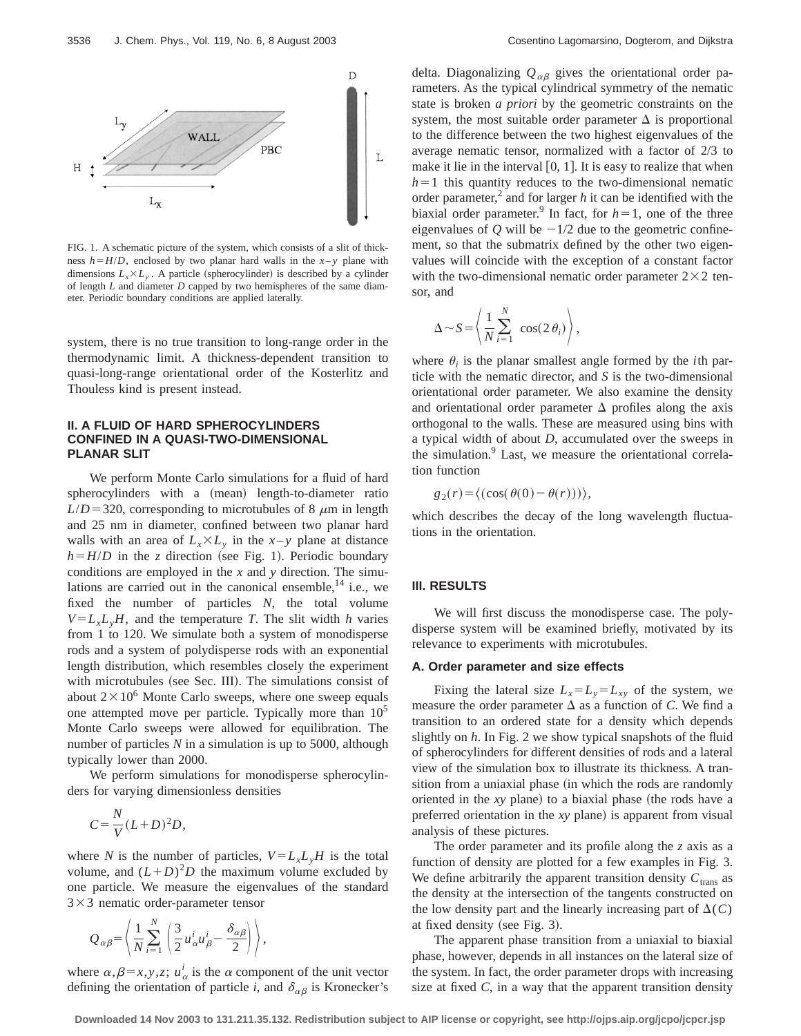FIG. 1. A schematic picture of the system, which consists of a slit of thickness $h=H/D$, enclosed by two planar hard walls in the $x$–$y$ plane with dimensions $L_x \times L_y$. A particle (spherocylinder) is described by a cylinder of length $L$ and diameter $D$ capped by two hemispheres of the same diameter. Periodic boundary conditions are applied laterally.

system, there is no true transition to long-range order in the thermodynamic limit. A thickness-dependent transition to quasi-long-range orientational order of the Kosterlitz and Thouless kind is present instead.

## II. A FLUID OF HARD SPHEROCYLINDERS CONFINED IN A QUASI-TWO-DIMENSIONAL PLANAR SLIT

We perform Monte Carlo simulations for a fluid of hard spherocylinders with a (mean) length-to-diameter ratio $L/D=320$, corresponding to microtubules of 8 $\mu$m in length and 25 nm in diameter, confined between two planar hard walls with an area of $L_x \times L_y$ in the $x$–$y$ plane at distance $h=H/D$ in the $z$ direction (see Fig. 1). Periodic boundary conditions are employed in the $x$ and $y$ direction. The simulations are carried out in the canonical ensemble,[14] i.e., we fixed the number of particles $N$, the total volume $V=L_x L_y H$, and the temperature $T$. The slit width $h$ varies from 1 to 120. We simulate both a system of monodisperse rods and a system of polydisperse rods with an exponential length distribution, which resembles closely the experiment with microtubules (see Sec. III). The simulations consist of about $2\times 10^6$ Monte Carlo sweeps, where one sweep equals one attempted move per particle. Typically more than $10^5$ Monte Carlo sweeps were allowed for equilibration. The number of particles $N$ in a simulation is up to 5000, although typically lower than 2000.

We perform simulations for monodisperse spherocylinders for varying dimensionless densities

$$C=\frac{N}{V}(L+D)^2 D,$$

where $N$ is the number of particles, $V=L_x L_y H$ is the total volume, and $(L+D)^2 D$ the maximum volume excluded by one particle. We measure the eigenvalues of the standard $3\times 3$ nematic order-parameter tensor

$$Q_{\alpha\beta}=\left\langle \frac{1}{N}\sum_{i=1}^{N}\left(\frac{3}{2}u_\alpha^i u_\beta^i-\frac{\delta_{\alpha\beta}}{2}\right)\right\rangle,$$

where $\alpha,\beta=x,y,z$; $u_\alpha^i$ is the $\alpha$ component of the unit vector defining the orientation of particle $i$, and $\delta_{\alpha\beta}$ is Kronecker's delta. Diagonalizing $Q_{\alpha\beta}$ gives the orientational order parameters. As the typical cylindrical symmetry of the nematic state is broken *a priori* by the geometric constraints on the system, the most suitable order parameter $\Delta$ is proportional to the difference between the two highest eigenvalues of the average nematic tensor, normalized with a factor of 2/3 to make it lie in the interval [0, 1]. It is easy to realize that when $h=1$ this quantity reduces to the two-dimensional nematic order parameter,[2] and for larger $h$ it can be identified with the biaxial order parameter.[9] In fact, for $h=1$, one of the three eigenvalues of $Q$ will be $-1/2$ due to the geometric confinement, so that the submatrix defined by the other two eigenvalues will coincide with the exception of a constant factor with the two-dimensional nematic order parameter $2\times 2$ tensor, and

$$\Delta \sim S=\left\langle \frac{1}{N}\sum_{i=1}^{N}\cos(2\theta_i)\right\rangle,$$

where $\theta_i$ is the planar smallest angle formed by the $i$th particle with the nematic director, and $S$ is the two-dimensional orientational order parameter. We also examine the density and orientational order parameter $\Delta$ profiles along the axis orthogonal to the walls. These are measured using bins with a typical width of about $D$, accumulated over the sweeps in the simulation.[9] Last, we measure the orientational correlation function

$$g_2(r)=\langle(\cos(\theta(0)-\theta(r)))\rangle,$$

which describes the decay of the long wavelength fluctuations in the orientation.

## III. RESULTS

We will first discuss the monodisperse case. The polydisperse system will be examined briefly, motivated by its relevance to experiments with microtubules.

### A. Order parameter and size effects

Fixing the lateral size $L_x=L_y=L_{xy}$ of the system, we measure the order parameter $\Delta$ as a function of $C$. We find a transition to an ordered state for a density which depends slightly on $h$. In Fig. 2 we show typical snapshots of the fluid of spherocylinders for different densities of rods and a lateral view of the simulation box to illustrate its thickness. A transition from a uniaxial phase (in which the rods are randomly oriented in the $xy$ plane) to a biaxial phase (the rods have a preferred orientation in the $xy$ plane) is apparent from visual analysis of these pictures.

The order parameter and its profile along the $z$ axis as a function of density are plotted for a few examples in Fig. 3. We define arbitrarily the apparent transition density $C_{\text{trans}}$ as the density at the intersection of the tangents constructed on the low density part and the linearly increasing part of $\Delta(C)$ at fixed density (see Fig. 3).

The apparent phase transition from a uniaxial to biaxial phase, however, depends in all instances on the lateral size of the system. In fact, the order parameter drops with increasing size at fixed $C$, in a way that the apparent transition density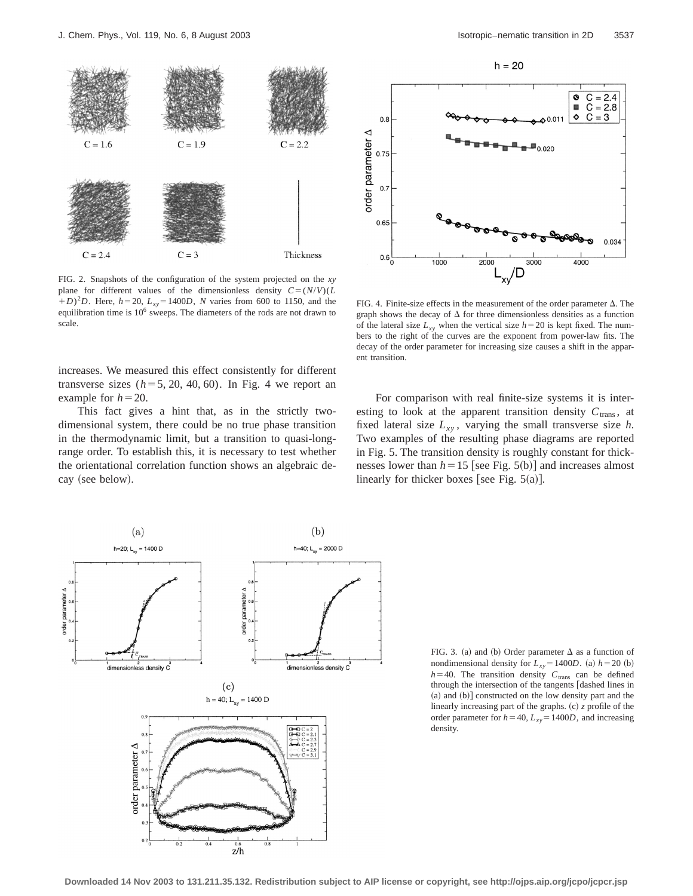FIG. 2. Snapshots of the configuration of the system projected on the $xy$ plane for different values of the dimensionless density $C=(N/V)(L+D)^2D$. Here, $h=20$, $L_{xy}=1400D$, $N$ varies from 600 to 1150, and the equilibration time is $10^6$ sweeps. The diameters of the rods are not drawn to scale.

increases. We measured this effect consistently for different transverse sizes ($h=5$, 20, 40, 60). In Fig. 4 we report an example for $h=20$.

This fact gives a hint that, as in the strictly two-dimensional system, there could be no true phase transition in the thermodynamic limit, but a transition to quasi-long-range order. To establish this, it is necessary to test whether the orientational correlation function shows an algebraic decay (see below).

FIG. 4. Finite-size effects in the measurement of the order parameter $\Delta$. The graph shows the decay of $\Delta$ for three dimensionless densities as a function of the lateral size $L_{xy}$ when the vertical size $h=20$ is kept fixed. The numbers to the right of the curves are the exponent from power-law fits. The decay of the order parameter for increasing size causes a shift in the apparent transition.

For comparison with real finite-size systems it is interesting to look at the apparent transition density $C_{\mathrm{trans}}$, at fixed lateral size $L_{xy}$, varying the small transverse size $h$. Two examples of the resulting phase diagrams are reported in Fig. 5. The transition density is roughly constant for thicknesses lower than $h=15$ [see Fig. 5(b)] and increases almost linearly for thicker boxes [see Fig. 5(a)].

FIG. 3. (a) and (b) Order parameter $\Delta$ as a function of nondimensional density for $L_{xy}=1400D$. (a) $h=20$ (b) $h=40$. The transition density $C_{\mathrm{trans}}$ can be defined through the intersection of the tangents [dashed lines in (a) and (b)] constructed on the low density part and the linearly increasing part of the graphs. (c) $z$ profile of the order parameter for $h=40$, $L_{xy}=1400D$, and increasing density.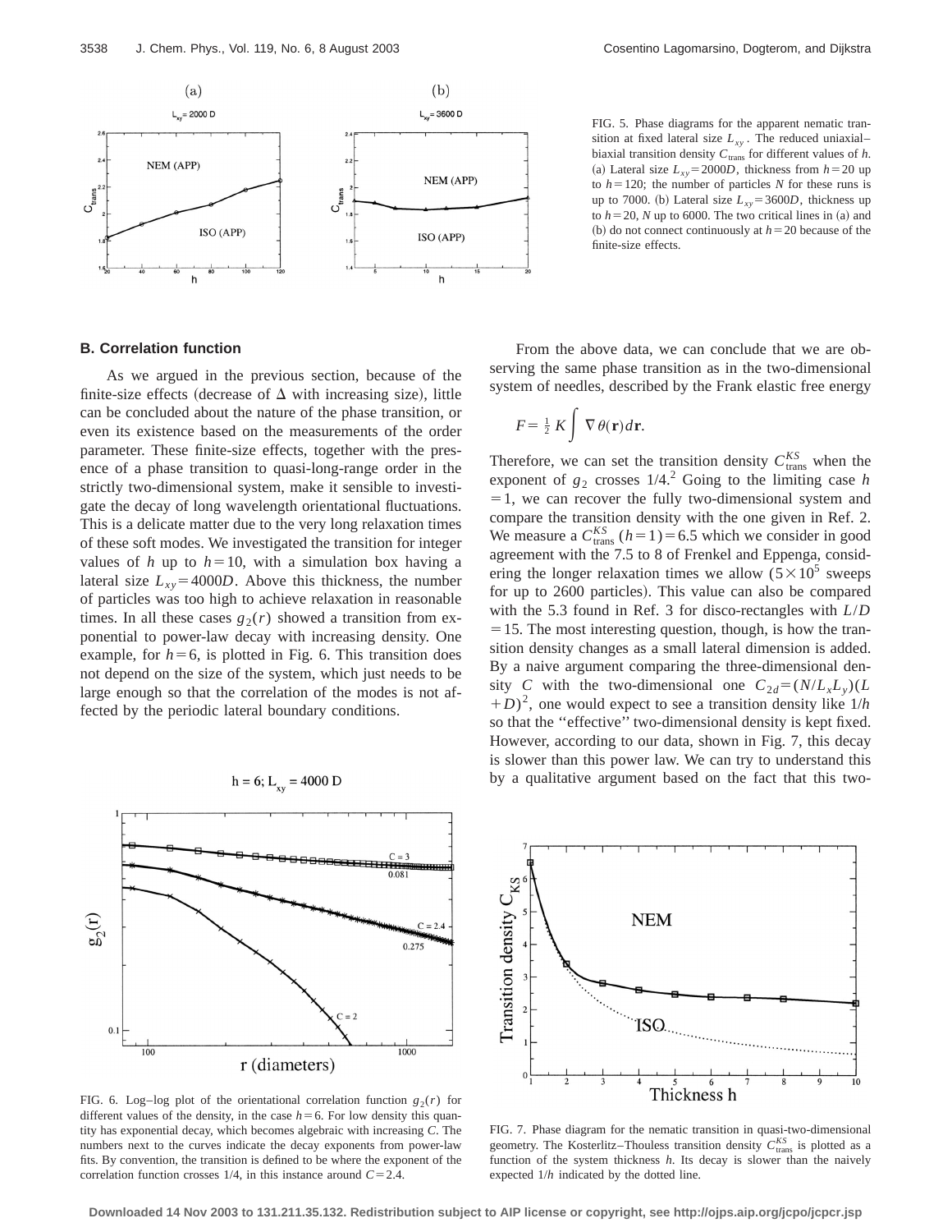FIG. 5. Phase diagrams for the apparent nematic transition at fixed lateral size $L_{xy}$. The reduced uniaxial–biaxial transition density $C_{\mathrm{trans}}$ for different values of $h$. (a) Lateral size $L_{xy}=2000D$, thickness from $h=20$ up to $h=120$; the number of particles $N$ for these runs is up to 7000. (b) Lateral size $L_{xy}=3600D$, thickness up to $h=20$, $N$ up to 6000. The two critical lines in (a) and (b) do not connect continuously at $h=20$ because of the finite-size effects.

### B. Correlation function

As we argued in the previous section, because of the finite-size effects (decrease of $\Delta$ with increasing size), little can be concluded about the nature of the phase transition, or even its existence based on the measurements of the order parameter. These finite-size effects, together with the presence of a phase transition to quasi-long-range order in the strictly two-dimensional system, make it sensible to investigate the decay of long wavelength orientational fluctuations. This is a delicate matter due to the very long relaxation times of these soft modes. We investigated the transition for integer values of $h$ up to $h=10$, with a simulation box having a lateral size $L_{xy}=4000D$. Above this thickness, the number of particles was too high to achieve relaxation in reasonable times. In all these cases $g_2(r)$ showed a transition from exponential to power-law decay with increasing density. One example, for $h=6$, is plotted in Fig. 6. This transition does not depend on the size of the system, which just needs to be large enough so that the correlation of the modes is not affected by the periodic lateral boundary conditions.

From the above data, we can conclude that we are observing the same phase transition as in the two-dimensional system of needles, described by the Frank elastic free energy

$$F=\tfrac{1}{2}K\int \nabla\theta(\mathbf{r})d\mathbf{r}.$$

Therefore, we can set the transition density $C_{\mathrm{trans}}^{KS}$ when the exponent of $g_2$ crosses 1/4.[2] Going to the limiting case $h=1$, we can recover the fully two-dimensional system and compare the transition density with the one given in Ref. 2. We measure a $C_{\mathrm{trans}}^{KS}(h=1)=6.5$ which we consider in good agreement with the 7.5 to 8 of Frenkel and Eppenga, considering the longer relaxation times we allow ($5\times10^5$ sweeps for up to 2600 particles). This value can also be compared with the 5.3 found in Ref. 3 for disco-rectangles with $L/D=15$. The most interesting question, though, is how the transition density changes as a small lateral dimension is added. By a naive argument comparing the three-dimensional density $C$ with the two-dimensional one $C_{2d}=(N/L_xL_y)(L+D)^2$, one would expect to see a transition density like $1/h$ so that the "effective" two-dimensional density is kept fixed. However, according to our data, shown in Fig. 7, this decay is slower than this power law. We can try to understand this by a qualitative argument based on the fact that this two-

FIG. 6. Log–log plot of the orientational correlation function $g_2(r)$ for different values of the density, in the case $h=6$. For low density this quantity has exponential decay, which becomes algebraic with increasing $C$. The numbers next to the curves indicate the decay exponents from power-law fits. By convention, the transition is defined to be where the exponent of the correlation function crosses 1/4, in this instance around $C=2.4$.

FIG. 7. Phase diagram for the nematic transition in quasi-two-dimensional geometry. The Kosterlitz–Thouless transition density $C_{\mathrm{trans}}^{KS}$ is plotted as a function of the system thickness $h$. Its decay is slower than the naively expected $1/h$ indicated by the dotted line.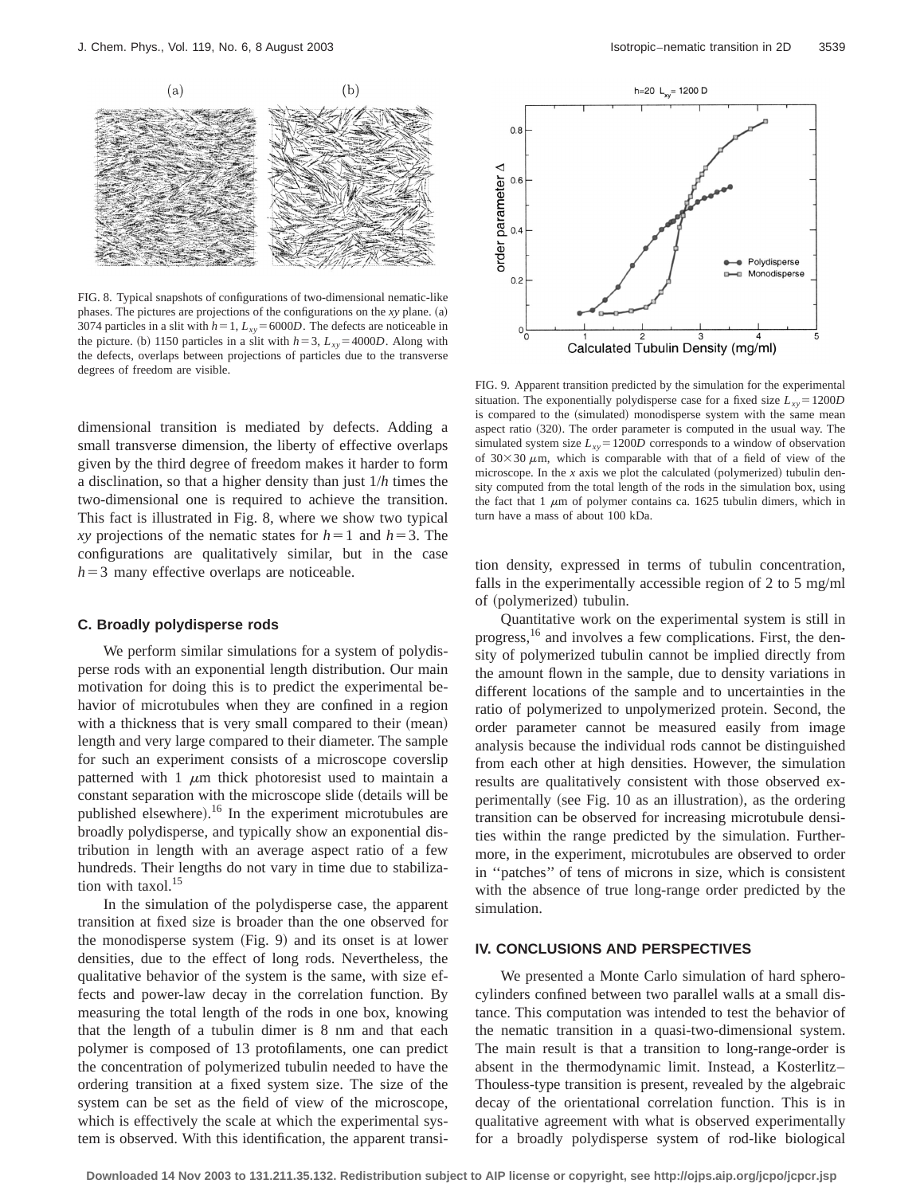FIG. 8. Typical snapshots of configurations of two-dimensional nematic-like phases. The pictures are projections of the configurations on the $xy$ plane. (a) 3074 particles in a slit with $h=1$, $L_{xy}=6000D$. The defects are noticeable in the picture. (b) 1150 particles in a slit with $h=3$, $L_{xy}=4000D$. Along with the defects, overlaps between projections of particles due to the transverse degrees of freedom are visible.

FIG. 9. Apparent transition predicted by the simulation for the experimental situation. The exponentially polydisperse case for a fixed size $L_{xy}=1200D$ is compared to the (simulated) monodisperse system with the same mean aspect ratio (320). The order parameter is computed in the usual way. The simulated system size $L_{xy}=1200D$ corresponds to a window of observation of $30\times 30$ $\mu$m, which is comparable with that of a field of view of the microscope. In the $x$ axis we plot the calculated (polymerized) tubulin density computed from the total length of the rods in the simulation box, using the fact that 1 $\mu$m of polymer contains ca. 1625 tubulin dimers, which in turn have a mass of about 100 kDa.

dimensional transition is mediated by defects. Adding a small transverse dimension, the liberty of effective overlaps given by the third degree of freedom makes it harder to form a disclination, so that a higher density than just $1/h$ times the two-dimensional one is required to achieve the transition. This fact is illustrated in Fig. 8, where we show two typical $xy$ projections of the nematic states for $h=1$ and $h=3$. The configurations are qualitatively similar, but in the case $h=3$ many effective overlaps are noticeable.

### C. Broadly polydisperse rods

We perform similar simulations for a system of polydisperse rods with an exponential length distribution. Our main motivation for doing this is to predict the experimental behavior of microtubules when they are confined in a region with a thickness that is very small compared to their (mean) length and very large compared to their diameter. The sample for such an experiment consists of a microscope coverslip patterned with 1 $\mu$m thick photoresist used to maintain a constant separation with the microscope slide (details will be published elsewhere).[16] In the experiment microtubules are broadly polydisperse, and typically show an exponential distribution in length with an average aspect ratio of a few hundreds. Their lengths do not vary in time due to stabilization with taxol.[15]

In the simulation of the polydisperse case, the apparent transition at fixed size is broader than the one observed for the monodisperse system (Fig. 9) and its onset is at lower densities, due to the effect of long rods. Nevertheless, the qualitative behavior of the system is the same, with size effects and power-law decay in the correlation function. By measuring the total length of the rods in one box, knowing that the length of a tubulin dimer is 8 nm and that each polymer is composed of 13 protofilaments, one can predict the concentration of polymerized tubulin needed to have the ordering transition at a fixed system size. The size of the system can be set as the field of view of the microscope, which is effectively the scale at which the experimental system is observed. With this identification, the apparent transition density, expressed in terms of tubulin concentration, falls in the experimentally accessible region of 2 to 5 mg/ml of (polymerized) tubulin.

Quantitative work on the experimental system is still in progress,[16] and involves a few complications. First, the density of polymerized tubulin cannot be implied directly from the amount flown in the sample, due to density variations in different locations of the sample and to uncertainties in the ratio of polymerized to unpolymerized protein. Second, the order parameter cannot be measured easily from image analysis because the individual rods cannot be distinguished from each other at high densities. However, the simulation results are qualitatively consistent with those observed experimentally (see Fig. 10 as an illustration), as the ordering transition can be observed for increasing microtubule densities within the range predicted by the simulation. Furthermore, in the experiment, microtubules are observed to order in "patches" of tens of microns in size, which is consistent with the absence of true long-range order predicted by the simulation.

## IV. CONCLUSIONS AND PERSPECTIVES

We presented a Monte Carlo simulation of hard spherocylinders confined between two parallel walls at a small distance. This computation was intended to test the behavior of the nematic transition in a quasi-two-dimensional system. The main result is that a transition to long-range-order is absent in the thermodynamic limit. Instead, a Kosterlitz–Thouless-type transition is present, revealed by the algebraic decay of the orientational correlation function. This is in qualitative agreement with what is observed experimentally for a broadly polydisperse system of rod-like biological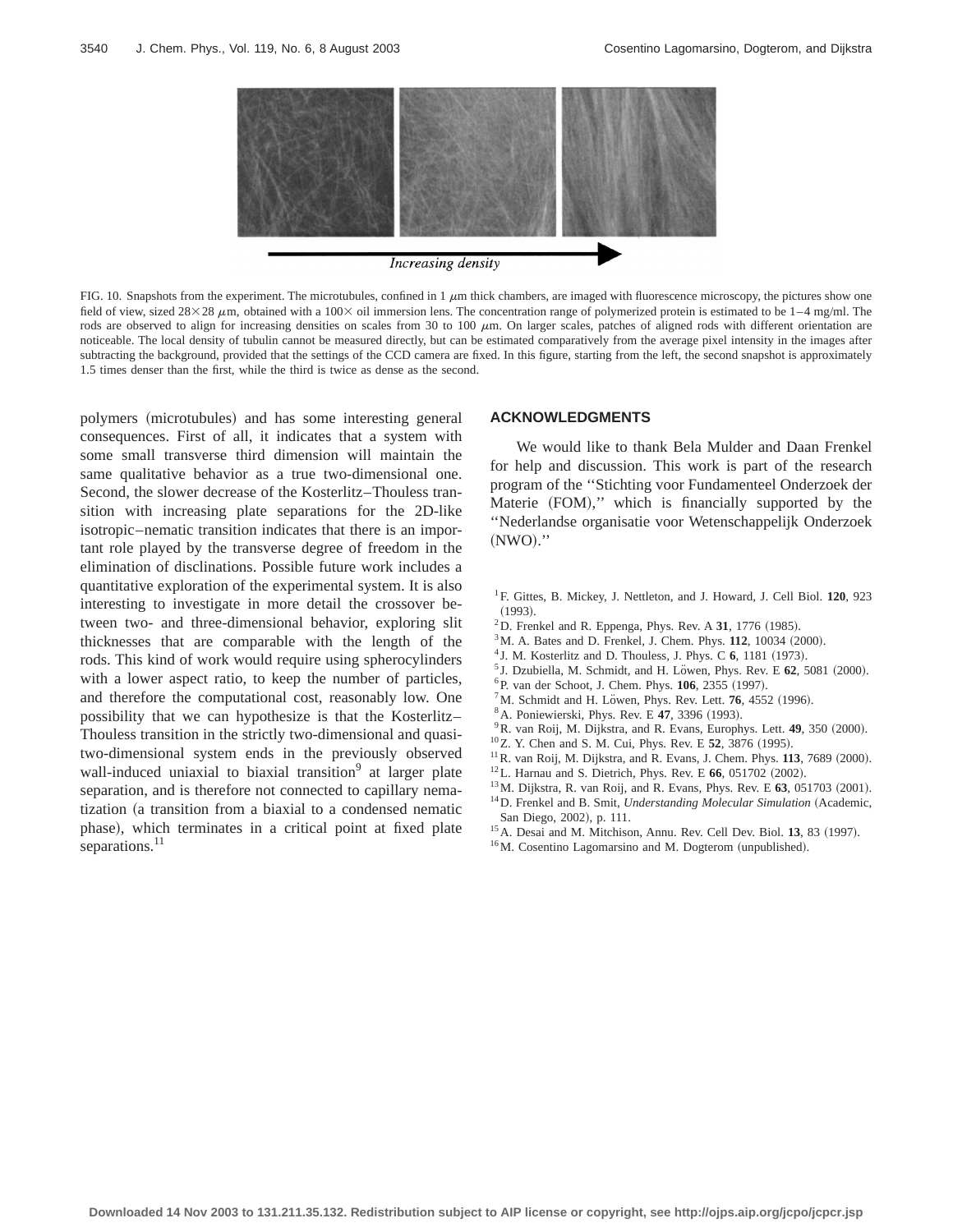Increasing density

FIG. 10. Snapshots from the experiment. The microtubules, confined in 1 $\mu$m thick chambers, are imaged with fluorescence microscopy, the pictures show one field of view, sized $28\times 28$ $\mu$m, obtained with a $100\times$ oil immersion lens. The concentration range of polymerized protein is estimated to be 1–4 mg/ml. The rods are observed to align for increasing densities on scales from 30 to 100 $\mu$m. On larger scales, patches of aligned rods with different orientation are noticeable. The local density of tubulin cannot be measured directly, but can be estimated comparatively from the average pixel intensity in the images after subtracting the background, provided that the settings of the CCD camera are fixed. In this figure, starting from the left, the second snapshot is approximately 1.5 times denser than the first, while the third is twice as dense as the second.

polymers (microtubules) and has some interesting general consequences. First of all, it indicates that a system with some small transverse third dimension will maintain the same qualitative behavior as a true two-dimensional one. Second, the slower decrease of the Kosterlitz–Thouless transition with increasing plate separations for the 2D-like isotropic–nematic transition indicates that there is an important role played by the transverse degree of freedom in the elimination of disclinations. Possible future work includes a quantitative exploration of the experimental system. It is also interesting to investigate in more detail the crossover between two- and three-dimensional behavior, exploring slit thicknesses that are comparable with the length of the rods. This kind of work would require using spherocylinders with a lower aspect ratio, to keep the number of particles, and therefore the computational cost, reasonably low. One possibility that we can hypothesize is that the Kosterlitz–Thouless transition in the strictly two-dimensional and quasi-two-dimensional system ends in the previously observed wall-induced uniaxial to biaxial transition[9] at larger plate separation, and is therefore not connected to capillary nematization (a transition from a biaxial to a condensed nematic phase), which terminates in a critical point at fixed plate separations.[11]

## ACKNOWLEDGMENTS

We would like to thank Bela Mulder and Daan Frenkel for help and discussion. This work is part of the research program of the "Stichting voor Fundamenteel Onderzoek der Materie (FOM)," which is financially supported by the "Nederlandse organisatie voor Wetenschappelijk Onderzoek (NWO)."

[1] F. Gittes, B. Mickey, J. Nettleton, and J. Howard, J. Cell Biol. **120**, 923 (1993).
[2] D. Frenkel and R. Eppenga, Phys. Rev. A **31**, 1776 (1985).
[3] M. A. Bates and D. Frenkel, J. Chem. Phys. **112**, 10034 (2000).
[4] J. M. Kosterlitz and D. Thouless, J. Phys. C **6**, 1181 (1973).
[5] J. Dzubiella, M. Schmidt, and H. Löwen, Phys. Rev. E **62**, 5081 (2000).
[6] P. van der Schoot, J. Chem. Phys. **106**, 2355 (1997).
[7] M. Schmidt and H. Löwen, Phys. Rev. Lett. **76**, 4552 (1996).
[8] A. Poniewierski, Phys. Rev. E **47**, 3396 (1993).
[9] R. van Roij, M. Dijkstra, and R. Evans, Europhys. Lett. **49**, 350 (2000).
[10] Z. Y. Chen and S. M. Cui, Phys. Rev. E **52**, 3876 (1995).
[11] R. van Roij, M. Dijkstra, and R. Evans, J. Chem. Phys. **113**, 7689 (2000).
[12] L. Harnau and S. Dietrich, Phys. Rev. E **66**, 051702 (2002).
[13] M. Dijkstra, R. van Roij, and R. Evans, Phys. Rev. E **63**, 051703 (2001).
[14] D. Frenkel and B. Smit, *Understanding Molecular Simulation* (Academic, San Diego, 2002), p. 111.
[15] A. Desai and M. Mitchison, Annu. Rev. Cell Dev. Biol. **13**, 83 (1997).
[16] M. Cosentino Lagomarsino and M. Dogterom (unpublished).